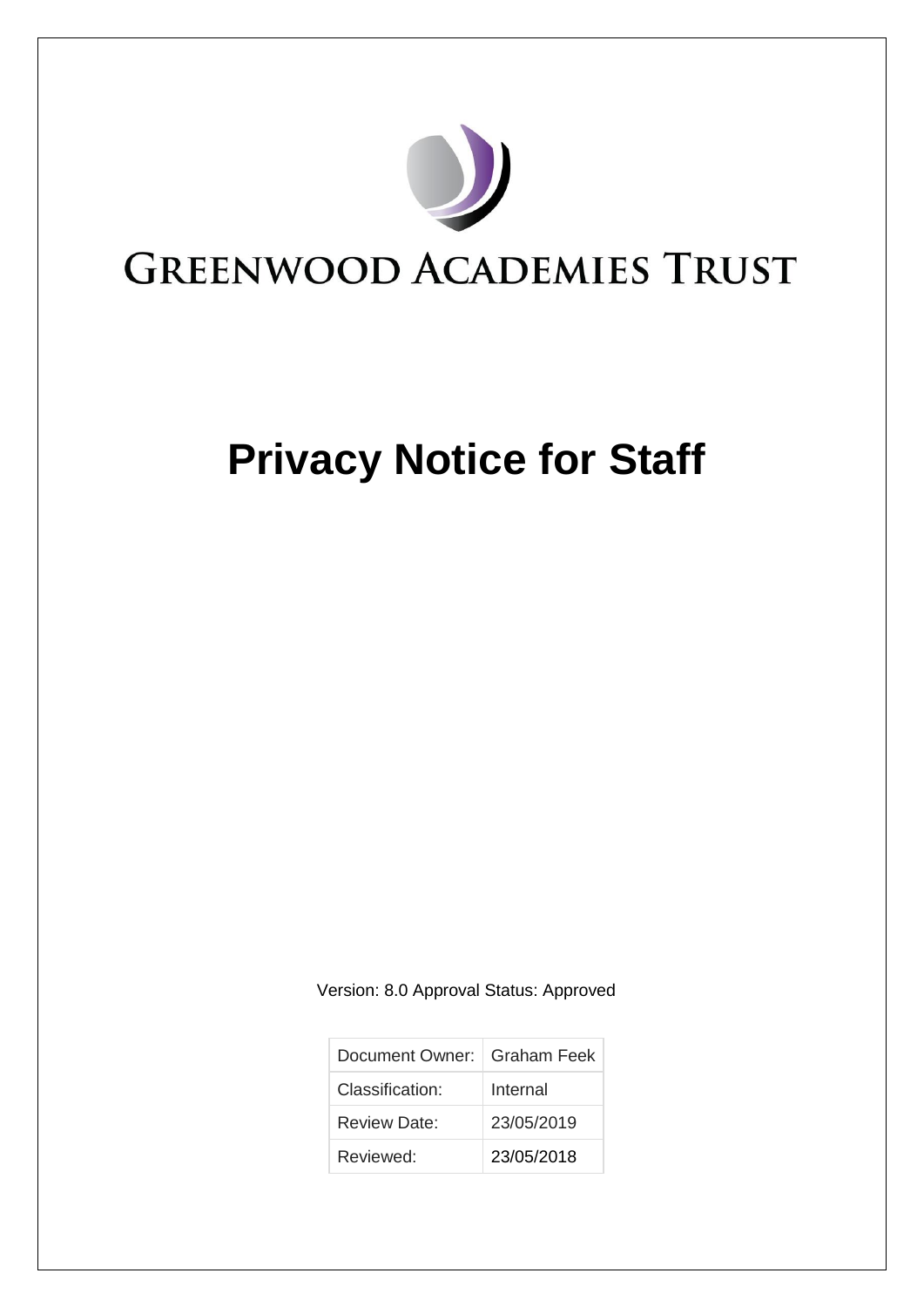GREENWOOD ACADEMIES TRUST

# Privacy Notice for Staff

Version: 8.0 Approval Status: Approved

| | |
|---|---|
| Document Owner: | Graham Feek |
| Classification: | Internal |
| Review Date: | 23/05/2019 |
| Reviewed: | 23/05/2018 |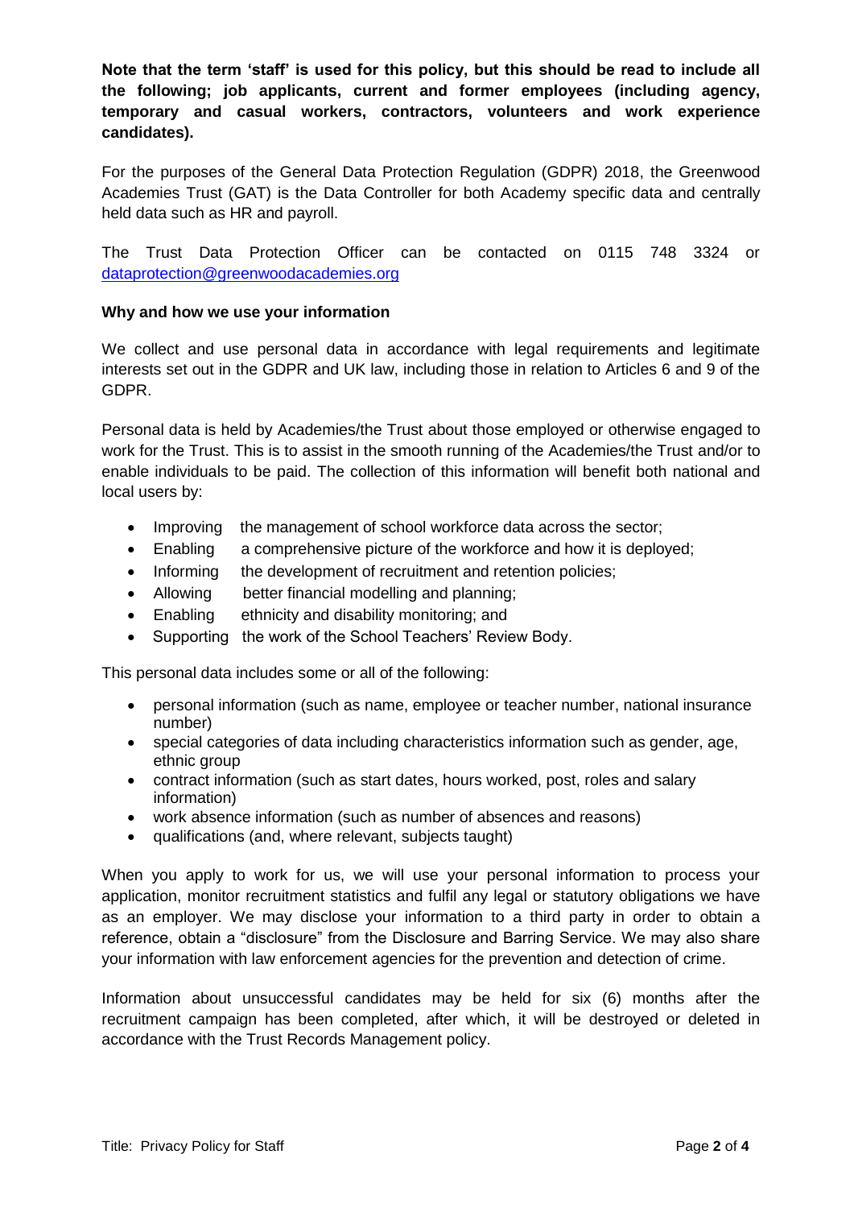**Note that the term 'staff' is used for this policy, but this should be read to include all the following; job applicants, current and former employees (including agency, temporary and casual workers, contractors, volunteers and work experience candidates).**

For the purposes of the General Data Protection Regulation (GDPR) 2018, the Greenwood Academies Trust (GAT) is the Data Controller for both Academy specific data and centrally held data such as HR and payroll.

The Trust Data Protection Officer can be contacted on 0115 748 3324 or dataprotection@greenwoodacademies.org

**Why and how we use your information**

We collect and use personal data in accordance with legal requirements and legitimate interests set out in the GDPR and UK law, including those in relation to Articles 6 and 9 of the GDPR.

Personal data is held by Academies/the Trust about those employed or otherwise engaged to work for the Trust. This is to assist in the smooth running of the Academies/the Trust and/or to enable individuals to be paid. The collection of this information will benefit both national and local users by:

- Improving the management of school workforce data across the sector;
- Enabling a comprehensive picture of the workforce and how it is deployed;
- Informing the development of recruitment and retention policies;
- Allowing better financial modelling and planning;
- Enabling ethnicity and disability monitoring; and
- Supporting the work of the School Teachers' Review Body.

This personal data includes some or all of the following:

- personal information (such as name, employee or teacher number, national insurance number)
- special categories of data including characteristics information such as gender, age, ethnic group
- contract information (such as start dates, hours worked, post, roles and salary information)
- work absence information (such as number of absences and reasons)
- qualifications (and, where relevant, subjects taught)

When you apply to work for us, we will use your personal information to process your application, monitor recruitment statistics and fulfil any legal or statutory obligations we have as an employer. We may disclose your information to a third party in order to obtain a reference, obtain a "disclosure" from the Disclosure and Barring Service. We may also share your information with law enforcement agencies for the prevention and detection of crime.

Information about unsuccessful candidates may be held for six (6) months after the recruitment campaign has been completed, after which, it will be destroyed or deleted in accordance with the Trust Records Management policy.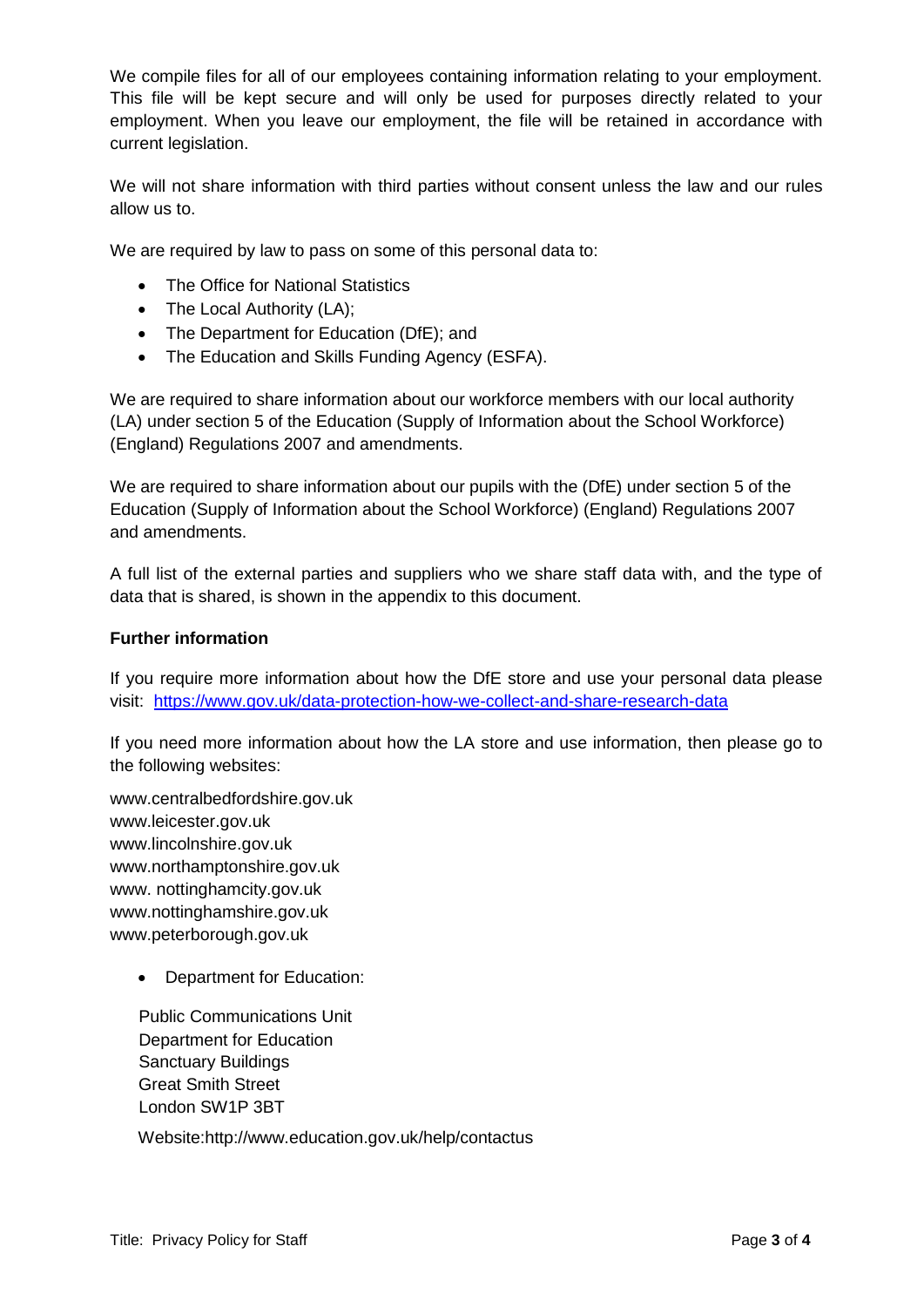We compile files for all of our employees containing information relating to your employment. This file will be kept secure and will only be used for purposes directly related to your employment. When you leave our employment, the file will be retained in accordance with current legislation.

We will not share information with third parties without consent unless the law and our rules allow us to.

We are required by law to pass on some of this personal data to:

- The Office for National Statistics
- The Local Authority (LA);
- The Department for Education (DfE); and
- The Education and Skills Funding Agency (ESFA).

We are required to share information about our workforce members with our local authority (LA) under section 5 of the Education (Supply of Information about the School Workforce) (England) Regulations 2007 and amendments.

We are required to share information about our pupils with the (DfE) under section 5 of the Education (Supply of Information about the School Workforce) (England) Regulations 2007 and amendments.

A full list of the external parties and suppliers who we share staff data with, and the type of data that is shared, is shown in the appendix to this document.

**Further information**

If you require more information about how the DfE store and use your personal data please visit: https://www.gov.uk/data-protection-how-we-collect-and-share-research-data

If you need more information about how the LA store and use information, then please go to the following websites:

www.centralbedfordshire.gov.uk
www.leicester.gov.uk
www.lincolnshire.gov.uk
www.northamptonshire.gov.uk
www. nottinghamcity.gov.uk
www.nottinghamshire.gov.uk
www.peterborough.gov.uk

- Department for Education:

  Public Communications Unit
  Department for Education
  Sanctuary Buildings
  Great Smith Street
  London SW1P 3BT

  Website:http://www.education.gov.uk/help/contactus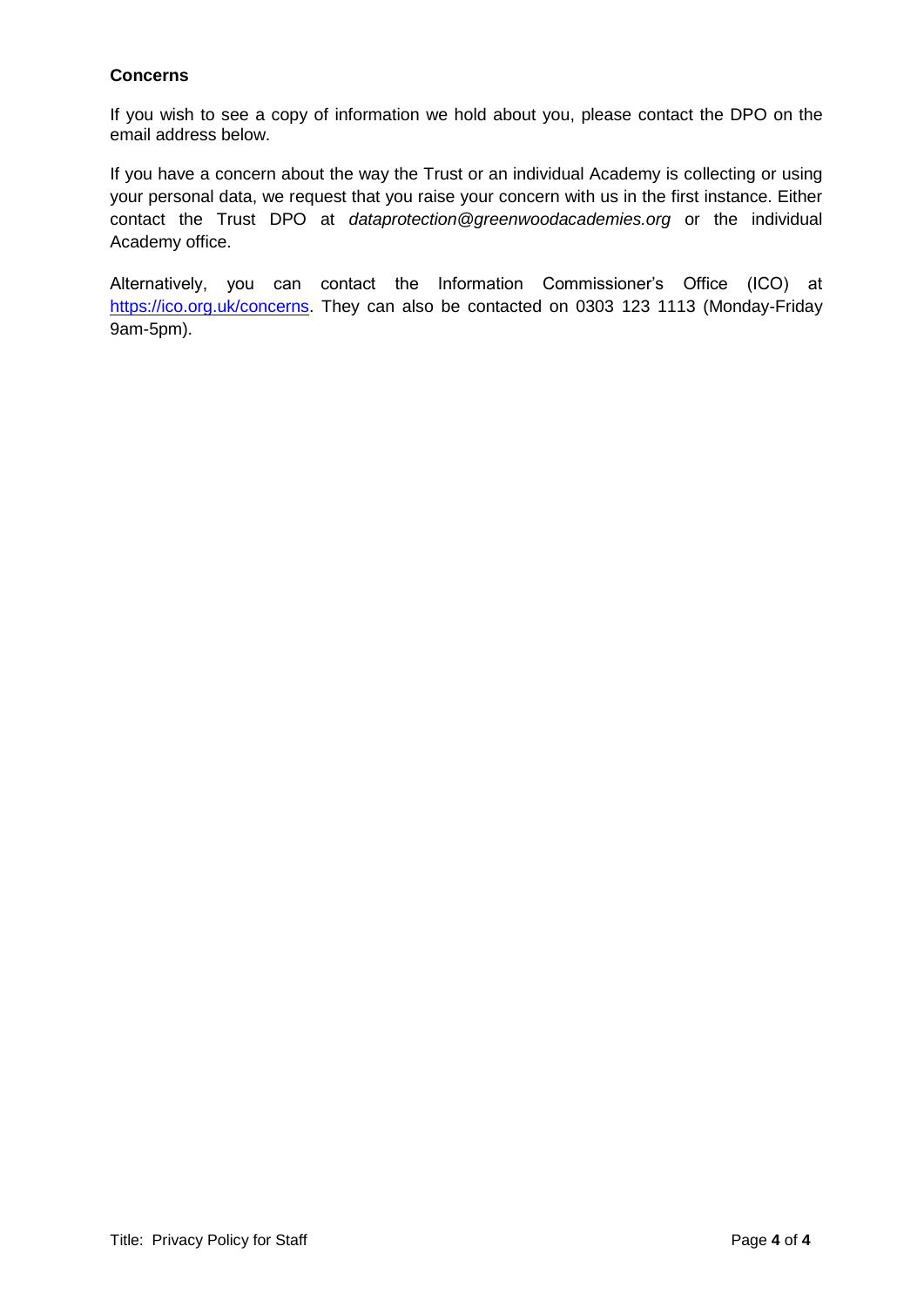**Concerns**

If you wish to see a copy of information we hold about you, please contact the DPO on the email address below.

If you have a concern about the way the Trust or an individual Academy is collecting or using your personal data, we request that you raise your concern with us in the first instance. Either contact the Trust DPO at *dataprotection@greenwoodacademies.org* or the individual Academy office.

Alternatively, you can contact the Information Commissioner's Office (ICO) at https://ico.org.uk/concerns. They can also be contacted on 0303 123 1113 (Monday-Friday 9am-5pm).